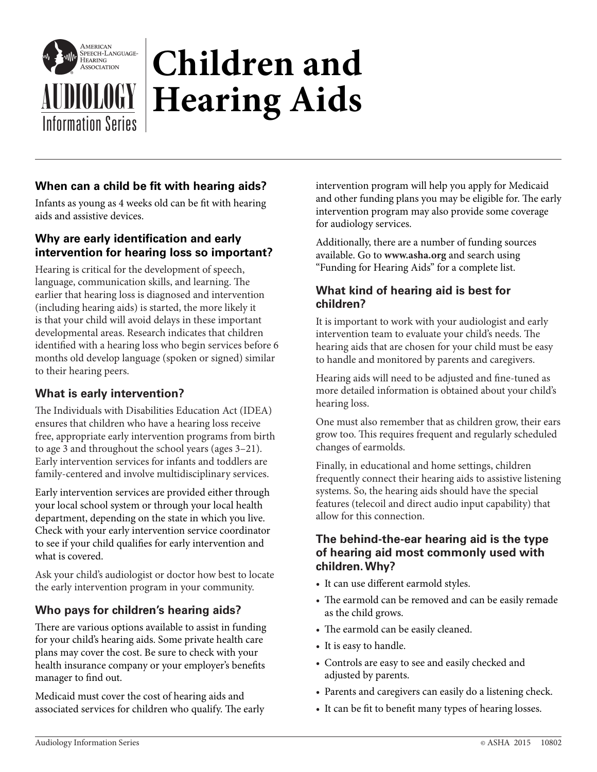American Speech-Language-Hearing Association

AUDIOLOGY Information Series

# Children and Hearing Aids

## When can a child be fit with hearing aids?

Infants as young as 4 weeks old can be fit with hearing aids and assistive devices.

## Why are early identification and early intervention for hearing loss so important?

Hearing is critical for the development of speech, language, communication skills, and learning. The earlier that hearing loss is diagnosed and intervention (including hearing aids) is started, the more likely it is that your child will avoid delays in these important developmental areas. Research indicates that children identified with a hearing loss who begin services before 6 months old develop language (spoken or signed) similar to their hearing peers.

## What is early intervention?

The Individuals with Disabilities Education Act (IDEA) ensures that children who have a hearing loss receive free, appropriate early intervention programs from birth to age 3 and throughout the school years (ages 3–21). Early intervention services for infants and toddlers are family-centered and involve multidisciplinary services.

Early intervention services are provided either through your local school system or through your local health department, depending on the state in which you live. Check with your early intervention service coordinator to see if your child qualifies for early intervention and what is covered.

Ask your child's audiologist or doctor how best to locate the early intervention program in your community.

## Who pays for children's hearing aids?

There are various options available to assist in funding for your child's hearing aids. Some private health care plans may cover the cost. Be sure to check with your health insurance company or your employer's benefits manager to find out.

Medicaid must cover the cost of hearing aids and associated services for children who qualify. The early intervention program will help you apply for Medicaid and other funding plans you may be eligible for. The early intervention program may also provide some coverage for audiology services.

Additionally, there are a number of funding sources available. Go to **www.asha.org** and search using "Funding for Hearing Aids" for a complete list.

## What kind of hearing aid is best for children?

It is important to work with your audiologist and early intervention team to evaluate your child's needs. The hearing aids that are chosen for your child must be easy to handle and monitored by parents and caregivers.

Hearing aids will need to be adjusted and fine-tuned as more detailed information is obtained about your child's hearing loss.

One must also remember that as children grow, their ears grow too. This requires frequent and regularly scheduled changes of earmolds.

Finally, in educational and home settings, children frequently connect their hearing aids to assistive listening systems. So, the hearing aids should have the special features (telecoil and direct audio input capability) that allow for this connection.

## The behind-the-ear hearing aid is the type of hearing aid most commonly used with children. Why?

- It can use different earmold styles.
- The earmold can be removed and can be easily remade as the child grows.
- The earmold can be easily cleaned.
- It is easy to handle.
- Controls are easy to see and easily checked and adjusted by parents.
- Parents and caregivers can easily do a listening check.
- It can be fit to benefit many types of hearing losses.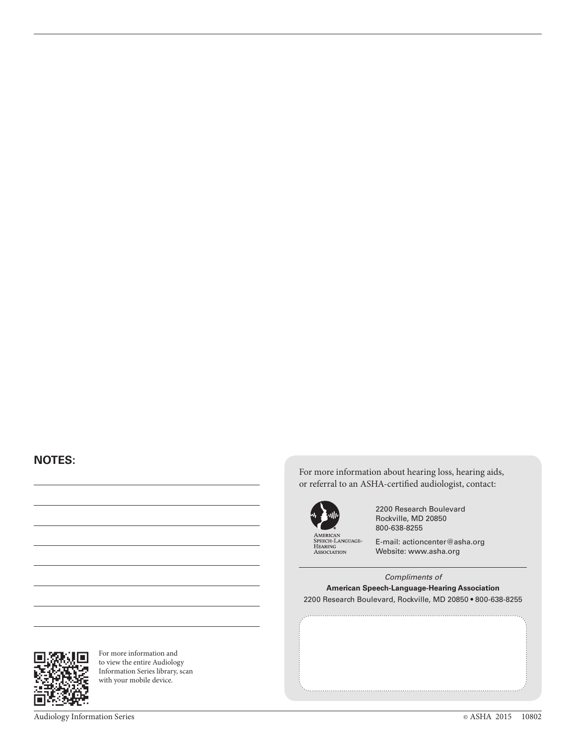**NOTES:**

For more information and to view the entire Audiology Information Series library, scan with your mobile device.

For more information about hearing loss, hearing aids, or referral to an ASHA-certified audiologist, contact:

American Speech-Language-Hearing Association

2200 Research Boulevard
Rockville, MD 20850
800-638-8255

E-mail: actioncenter@asha.org
Website: www.asha.org

*Compliments of*

**American Speech-Language-Hearing Association**

2200 Research Boulevard, Rockville, MD 20850 • 800-638-8255

Audiology Information Series

© ASHA 2015 10802